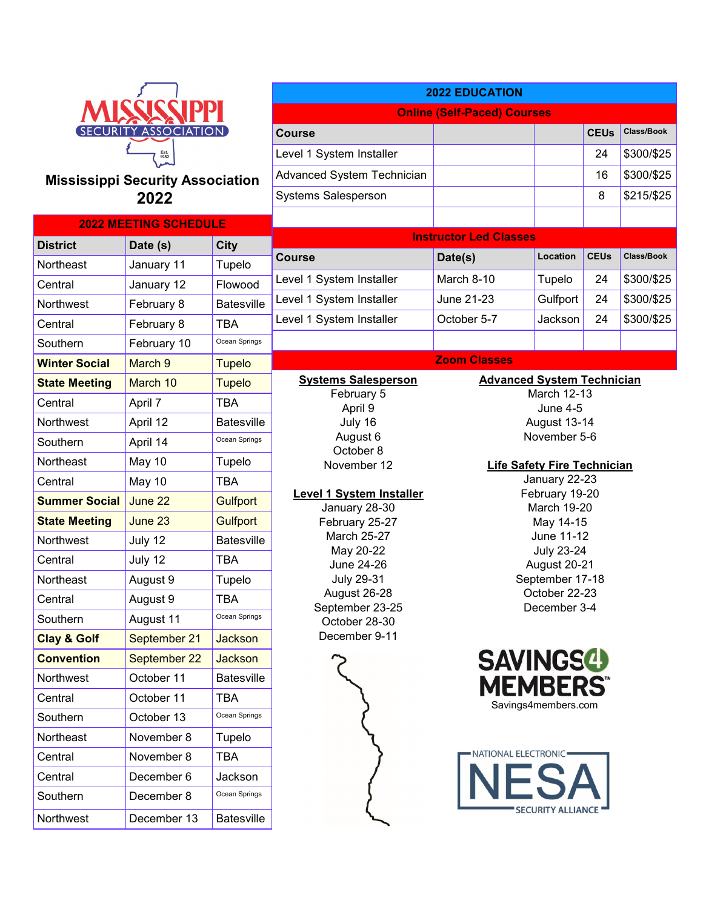# Mississippi Security Association 2022

## 2022 MEETING SCHEDULE

| District | Date (s) | City |
|---|---|---|
| Northeast | January 11 | Tupelo |
| Central | January 12 | Flowood |
| Northwest | February 8 | Batesville |
| Central | February 8 | TBA |
| Southern | February 10 | Ocean Springs |
| **Winter Social** | March 9 | Tupelo |
| **State Meeting** | March 10 | Tupelo |
| Central | April 7 | TBA |
| Northwest | April 12 | Batesville |
| Southern | April 14 | Ocean Springs |
| Northeast | May 10 | Tupelo |
| Central | May 10 | TBA |
| **Summer Social** | June 22 | Gulfport |
| **State Meeting** | June 23 | Gulfport |
| Northwest | July 12 | Batesville |
| Central | July 12 | TBA |
| Northeast | August 9 | Tupelo |
| Central | August 9 | TBA |
| Southern | August 11 | Ocean Springs |
| **Clay & Golf** | September 21 | Jackson |
| **Convention** | September 22 | Jackson |
| Northwest | October 11 | Batesville |
| Central | October 11 | TBA |
| Southern | October 13 | Ocean Springs |
| Northeast | November 8 | Tupelo |
| Central | November 8 | TBA |
| Central | December 6 | Jackson |
| Southern | December 8 | Ocean Springs |
| Northwest | December 13 | Batesville |

## 2022 EDUCATION

### Online (Self-Paced) Courses

| Course | | | CEUs | Class/Book |
|---|---|---|---|---|
| Level 1 System Installer | | | 24 | $300/$25 |
| Advanced System Technician | | | 16 | $300/$25 |
| Systems Salesperson | | | 8 | $215/$25 |

### Instructor Led Classes

| Course | Date(s) | Location | CEUs | Class/Book |
|---|---|---|---|---|
| Level 1 System Installer | March 8-10 | Tupelo | 24 | $300/$25 |
| Level 1 System Installer | June 21-23 | Gulfport | 24 | $300/$25 |
| Level 1 System Installer | October 5-7 | Jackson | 24 | $300/$25 |

### Zoom Classes

**Systems Salesperson**

February 5
April 9
July 16
August 6
October 8
November 12

**Level 1 System Installer**

January 28-30
February 25-27
March 25-27
May 20-22
June 24-26
July 29-31
August 26-28
September 23-25
October 28-30
December 9-11

**Advanced System Technician**

March 12-13
June 4-5
August 13-14
November 5-6

**Life Safety Fire Technician**

January 22-23
February 19-20
March 19-20
May 14-15
June 11-12
July 23-24
August 20-21
September 17-18
October 22-23
December 3-4

SAVINGS4 MEMBERS
Savings4members.com

NATIONAL ELECTRONIC NESA SECURITY ALLIANCE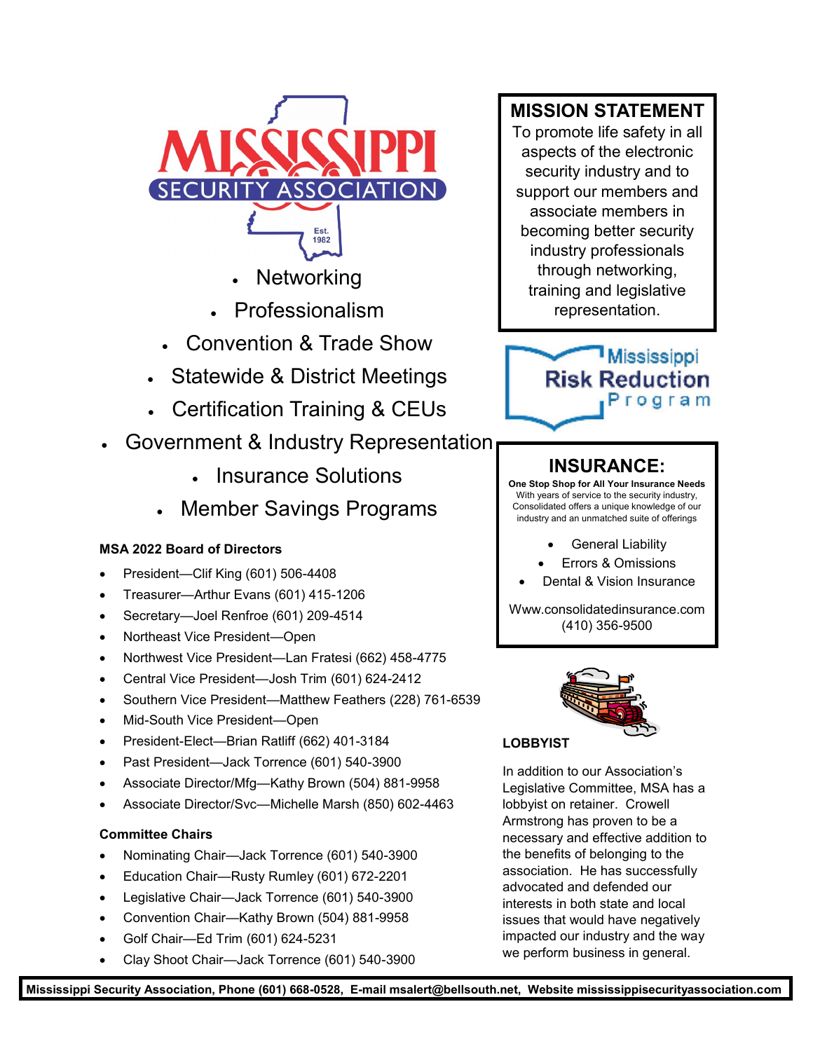MISSISSIPPI SECURITY ASSOCIATION

Est. 1982

- Networking
- Professionalism
- Convention & Trade Show
- Statewide & District Meetings
- Certification Training & CEUs
- Government & Industry Representation
- Insurance Solutions
- Member Savings Programs

**MSA 2022 Board of Directors**

- President—Clif King (601) 506-4408
- Treasurer—Arthur Evans (601) 415-1206
- Secretary—Joel Renfroe (601) 209-4514
- Northeast Vice President—Open
- Northwest Vice President—Lan Fratesi (662) 458-4775
- Central Vice President—Josh Trim (601) 624-2412
- Southern Vice President—Matthew Feathers (228) 761-6539
- Mid-South Vice President—Open
- President-Elect—Brian Ratliff (662) 401-3184
- Past President—Jack Torrence (601) 540-3900
- Associate Director/Mfg—Kathy Brown (504) 881-9958
- Associate Director/Svc—Michelle Marsh (850) 602-4463

**Committee Chairs**

- Nominating Chair—Jack Torrence (601) 540-3900
- Education Chair—Rusty Rumley (601) 672-2201
- Legislative Chair—Jack Torrence (601) 540-3900
- Convention Chair—Kathy Brown (504) 881-9958
- Golf Chair—Ed Trim (601) 624-5231
- Clay Shoot Chair—Jack Torrence (601) 540-3900

## MISSION STATEMENT

To promote life safety in all aspects of the electronic security industry and to support our members and associate members in becoming better security industry professionals through networking, training and legislative representation.

Mississippi Risk Reduction Program

## INSURANCE:

**One Stop Shop for All Your Insurance Needs**

With years of service to the security industry, Consolidated offers a unique knowledge of our industry and an unmatched suite of offerings

- General Liability
- Errors & Omissions
- Dental & Vision Insurance

Www.consolidatedinsurance.com
(410) 356-9500

**LOBBYIST**

In addition to our Association's Legislative Committee, MSA has a lobbyist on retainer. Crowell Armstrong has proven to be a necessary and effective addition to the benefits of belonging to the association. He has successfully advocated and defended our interests in both state and local issues that would have negatively impacted our industry and the way we perform business in general.

**Mississippi Security Association, Phone (601) 668-0528, E-mail msalert@bellsouth.net, Website mississippisecurityassociation.com**